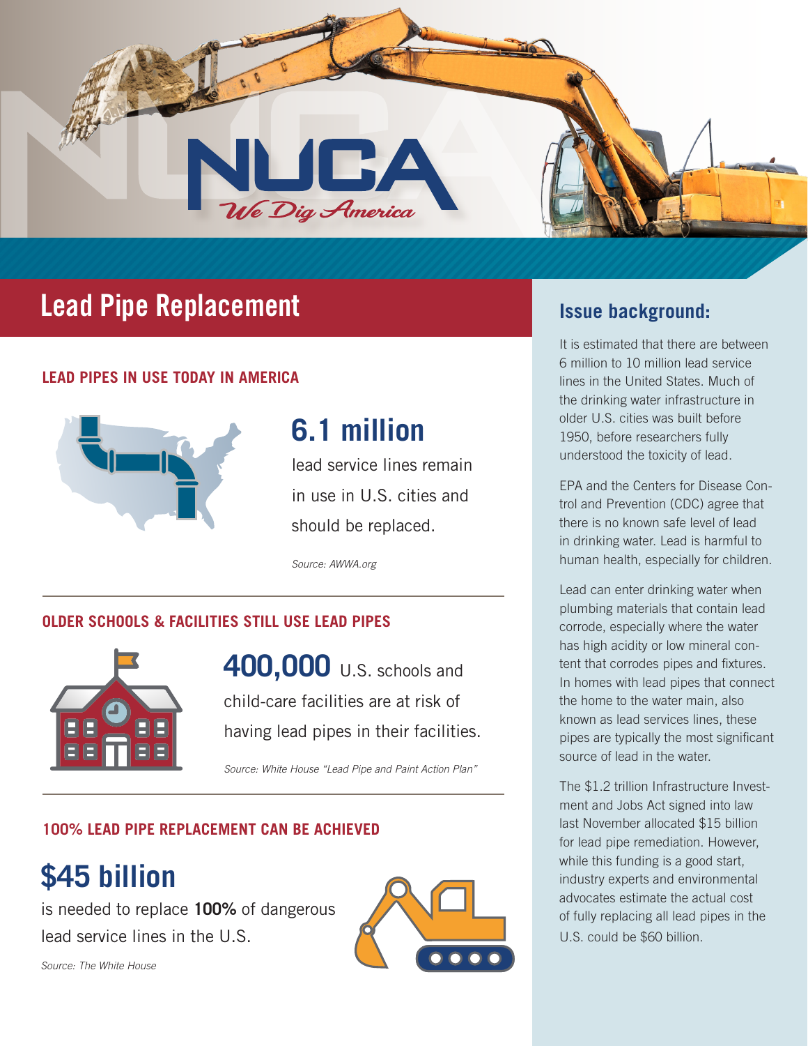# NUCA

*We Dig America*

## Lead Pipe Replacement

### LEAD PIPES IN USE TODAY IN AMERICA

**6.1 million**

lead service lines remain in use in U.S. cities and should be replaced.

*Source: AWWA.org*

### OLDER SCHOOLS & FACILITIES STILL USE LEAD PIPES

**400,000** U.S. schools and child-care facilities are at risk of having lead pipes in their facilities.

*Source: White House "Lead Pipe and Paint Action Plan"*

### 100% LEAD PIPE REPLACEMENT CAN BE ACHIEVED

**$45 billion**

is needed to replace **100%** of dangerous lead service lines in the U.S.

*Source: The White House*

## Issue background:

It is estimated that there are between 6 million to 10 million lead service lines in the United States. Much of the drinking water infrastructure in older U.S. cities was built before 1950, before researchers fully understood the toxicity of lead.

EPA and the Centers for Disease Control and Prevention (CDC) agree that there is no known safe level of lead in drinking water. Lead is harmful to human health, especially for children.

Lead can enter drinking water when plumbing materials that contain lead corrode, especially where the water has high acidity or low mineral content that corrodes pipes and fixtures. In homes with lead pipes that connect the home to the water main, also known as lead services lines, these pipes are typically the most significant source of lead in the water.

The $1.2 trillion Infrastructure Investment and Jobs Act signed into law last November allocated $15 billion for lead pipe remediation. However, while this funding is a good start, industry experts and environmental advocates estimate the actual cost of fully replacing all lead pipes in the U.S. could be $60 billion.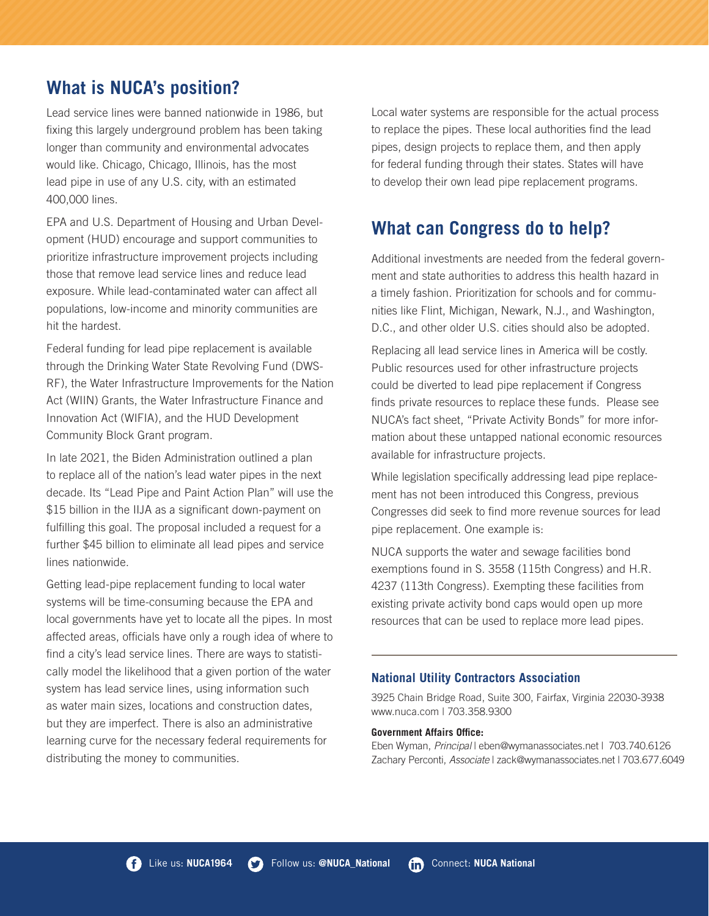## What is NUCA's position?

Lead service lines were banned nationwide in 1986, but fixing this largely underground problem has been taking longer than community and environmental advocates would like. Chicago, Chicago, Illinois, has the most lead pipe in use of any U.S. city, with an estimated 400,000 lines.

EPA and U.S. Department of Housing and Urban Development (HUD) encourage and support communities to prioritize infrastructure improvement projects including those that remove lead service lines and reduce lead exposure. While lead-contaminated water can affect all populations, low-income and minority communities are hit the hardest.

Federal funding for lead pipe replacement is available through the Drinking Water State Revolving Fund (DWSRF), the Water Infrastructure Improvements for the Nation Act (WIIN) Grants, the Water Infrastructure Finance and Innovation Act (WIFIA), and the HUD Development Community Block Grant program.

In late 2021, the Biden Administration outlined a plan to replace all of the nation's lead water pipes in the next decade. Its "Lead Pipe and Paint Action Plan" will use the $15 billion in the IIJA as a significant down-payment on fulfilling this goal. The proposal included a request for a further $45 billion to eliminate all lead pipes and service lines nationwide.

Getting lead-pipe replacement funding to local water systems will be time-consuming because the EPA and local governments have yet to locate all the pipes. In most affected areas, officials have only a rough idea of where to find a city's lead service lines. There are ways to statistically model the likelihood that a given portion of the water system has lead service lines, using information such as water main sizes, locations and construction dates, but they are imperfect. There is also an administrative learning curve for the necessary federal requirements for distributing the money to communities.

Local water systems are responsible for the actual process to replace the pipes. These local authorities find the lead pipes, design projects to replace them, and then apply for federal funding through their states. States will have to develop their own lead pipe replacement programs.

## What can Congress do to help?

Additional investments are needed from the federal government and state authorities to address this health hazard in a timely fashion. Prioritization for schools and for communities like Flint, Michigan, Newark, N.J., and Washington, D.C., and other older U.S. cities should also be adopted.

Replacing all lead service lines in America will be costly. Public resources used for other infrastructure projects could be diverted to lead pipe replacement if Congress finds private resources to replace these funds. Please see NUCA's fact sheet, "Private Activity Bonds" for more information about these untapped national economic resources available for infrastructure projects.

While legislation specifically addressing lead pipe replacement has not been introduced this Congress, previous Congresses did seek to find more revenue sources for lead pipe replacement. One example is:

NUCA supports the water and sewage facilities bond exemptions found in S. 3558 (115th Congress) and H.R. 4237 (113th Congress). Exempting these facilities from existing private activity bond caps would open up more resources that can be used to replace more lead pipes.

---

### National Utility Contractors Association

3925 Chain Bridge Road, Suite 300, Fairfax, Virginia 22030-3938
www.nuca.com | 703.358.9300

**Government Affairs Office:**
Eben Wyman, *Principal* | eben@wymanassociates.net | 703.740.6126
Zachary Perconti, *Associate* | zack@wymanassociates.net | 703.677.6049

Like us: **NUCA1964** Follow us: **@NUCA_National** Connect: **NUCA National**